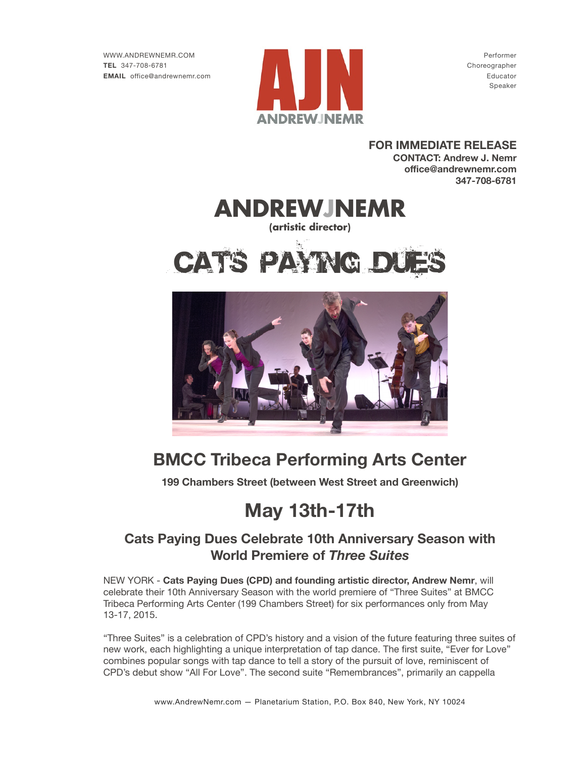WWW.ANDREWNEMR.COM
**TEL** 347-708-6781
**EMAIL** office@andrewnemr.com

AJN
ANDREWJNEMR

Performer
Choreographer
Educator
Speaker

**FOR IMMEDIATE RELEASE**
**CONTACT: Andrew J. Nemr**
**office@andrewnemr.com**
**347-708-6781**

# ANDREWJNEMR

**(artistic director)**

# CATS PAYING DUES

## BMCC Tribeca Performing Arts Center

**199 Chambers Street (between West Street and Greenwich)**

## May 13th-17th

### Cats Paying Dues Celebrate 10th Anniversary Season with World Premiere of *Three Suites*

NEW YORK - **Cats Paying Dues (CPD) and founding artistic director, Andrew Nemr**, will celebrate their 10th Anniversary Season with the world premiere of “Three Suites” at BMCC Tribeca Performing Arts Center (199 Chambers Street) for six performances only from May 13-17, 2015.

“Three Suites” is a celebration of CPD’s history and a vision of the future featuring three suites of new work, each highlighting a unique interpretation of tap dance. The first suite, “Ever for Love” combines popular songs with tap dance to tell a story of the pursuit of love, reminiscent of CPD’s debut show “All For Love”. The second suite “Remembrances”, primarily an cappella

www.AndrewNemr.com — Planetarium Station, P.O. Box 840, New York, NY 10024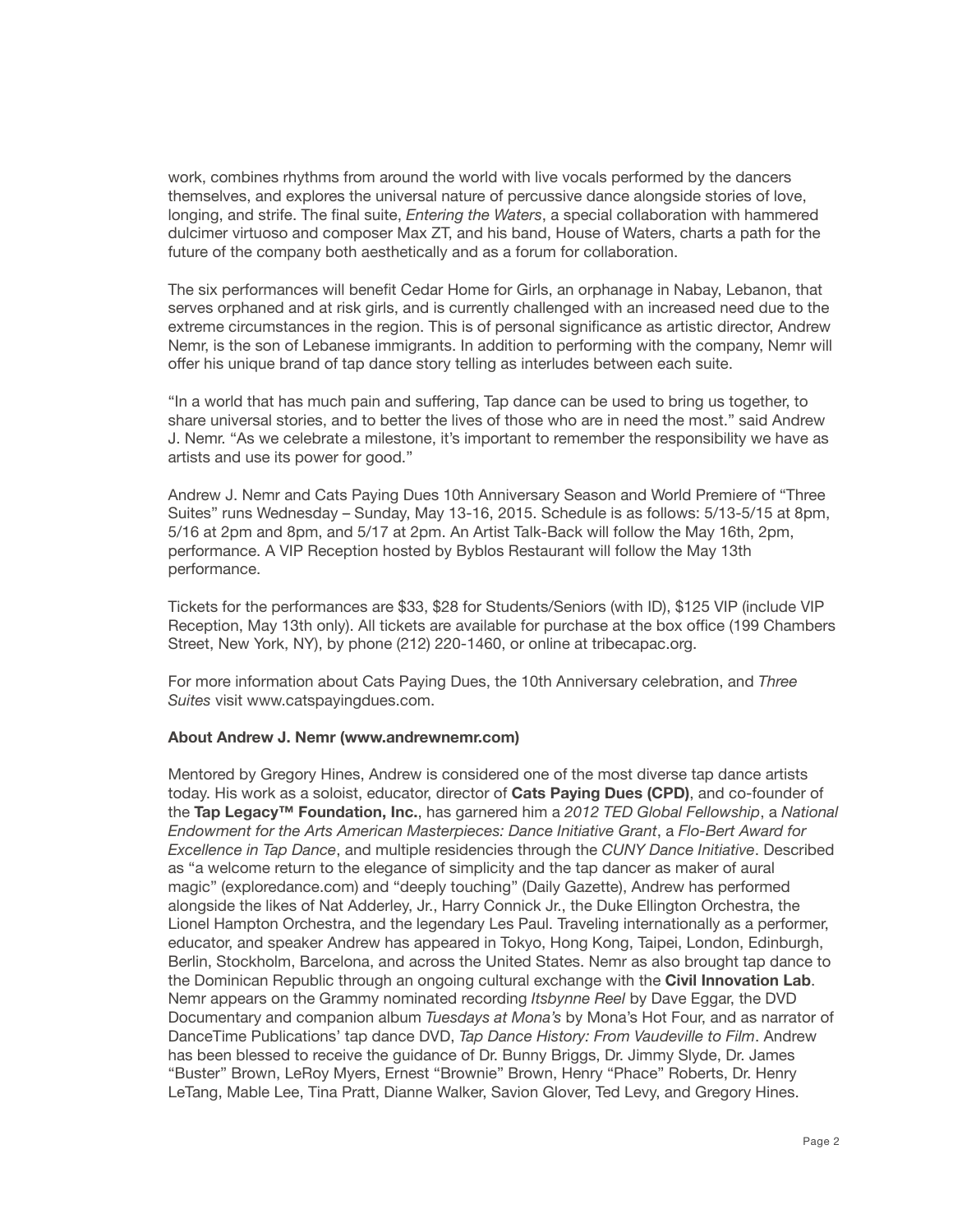work, combines rhythms from around the world with live vocals performed by the dancers themselves, and explores the universal nature of percussive dance alongside stories of love, longing, and strife. The final suite, *Entering the Waters*, a special collaboration with hammered dulcimer virtuoso and composer Max ZT, and his band, House of Waters, charts a path for the future of the company both aesthetically and as a forum for collaboration.

The six performances will benefit Cedar Home for Girls, an orphanage in Nabay, Lebanon, that serves orphaned and at risk girls, and is currently challenged with an increased need due to the extreme circumstances in the region. This is of personal significance as artistic director, Andrew Nemr, is the son of Lebanese immigrants. In addition to performing with the company, Nemr will offer his unique brand of tap dance story telling as interludes between each suite.

"In a world that has much pain and suffering, Tap dance can be used to bring us together, to share universal stories, and to better the lives of those who are in need the most." said Andrew J. Nemr. "As we celebrate a milestone, it's important to remember the responsibility we have as artists and use its power for good."

Andrew J. Nemr and Cats Paying Dues 10th Anniversary Season and World Premiere of "Three Suites" runs Wednesday – Sunday, May 13-16, 2015. Schedule is as follows: 5/13-5/15 at 8pm, 5/16 at 2pm and 8pm, and 5/17 at 2pm. An Artist Talk-Back will follow the May 16th, 2pm, performance. A VIP Reception hosted by Byblos Restaurant will follow the May 13th performance.

Tickets for the performances are $33, $28 for Students/Seniors (with ID), $125 VIP (include VIP Reception, May 13th only). All tickets are available for purchase at the box office (199 Chambers Street, New York, NY), by phone (212) 220-1460, or online at tribecapac.org.

For more information about Cats Paying Dues, the 10th Anniversary celebration, and *Three Suites* visit www.catspayingdues.com.

**About Andrew J. Nemr (www.andrewnemr.com)**

Mentored by Gregory Hines, Andrew is considered one of the most diverse tap dance artists today. His work as a soloist, educator, director of **Cats Paying Dues (CPD)**, and co-founder of the **Tap Legacy™ Foundation, Inc.**, has garnered him a *2012 TED Global Fellowship*, a *National Endowment for the Arts American Masterpieces: Dance Initiative Grant*, a *Flo-Bert Award for Excellence in Tap Dance*, and multiple residencies through the *CUNY Dance Initiative*. Described as "a welcome return to the elegance of simplicity and the tap dancer as maker of aural magic" (exploredance.com) and "deeply touching" (Daily Gazette), Andrew has performed alongside the likes of Nat Adderley, Jr., Harry Connick Jr., the Duke Ellington Orchestra, the Lionel Hampton Orchestra, and the legendary Les Paul. Traveling internationally as a performer, educator, and speaker Andrew has appeared in Tokyo, Hong Kong, Taipei, London, Edinburgh, Berlin, Stockholm, Barcelona, and across the United States. Nemr as also brought tap dance to the Dominican Republic through an ongoing cultural exchange with the **Civil Innovation Lab**. Nemr appears on the Grammy nominated recording *Itsbynne Reel* by Dave Eggar, the DVD Documentary and companion album *Tuesdays at Mona's* by Mona's Hot Four, and as narrator of DanceTime Publications' tap dance DVD, *Tap Dance History: From Vaudeville to Film*. Andrew has been blessed to receive the guidance of Dr. Bunny Briggs, Dr. Jimmy Slyde, Dr. James "Buster" Brown, LeRoy Myers, Ernest "Brownie" Brown, Henry "Phace" Roberts, Dr. Henry LeTang, Mable Lee, Tina Pratt, Dianne Walker, Savion Glover, Ted Levy, and Gregory Hines.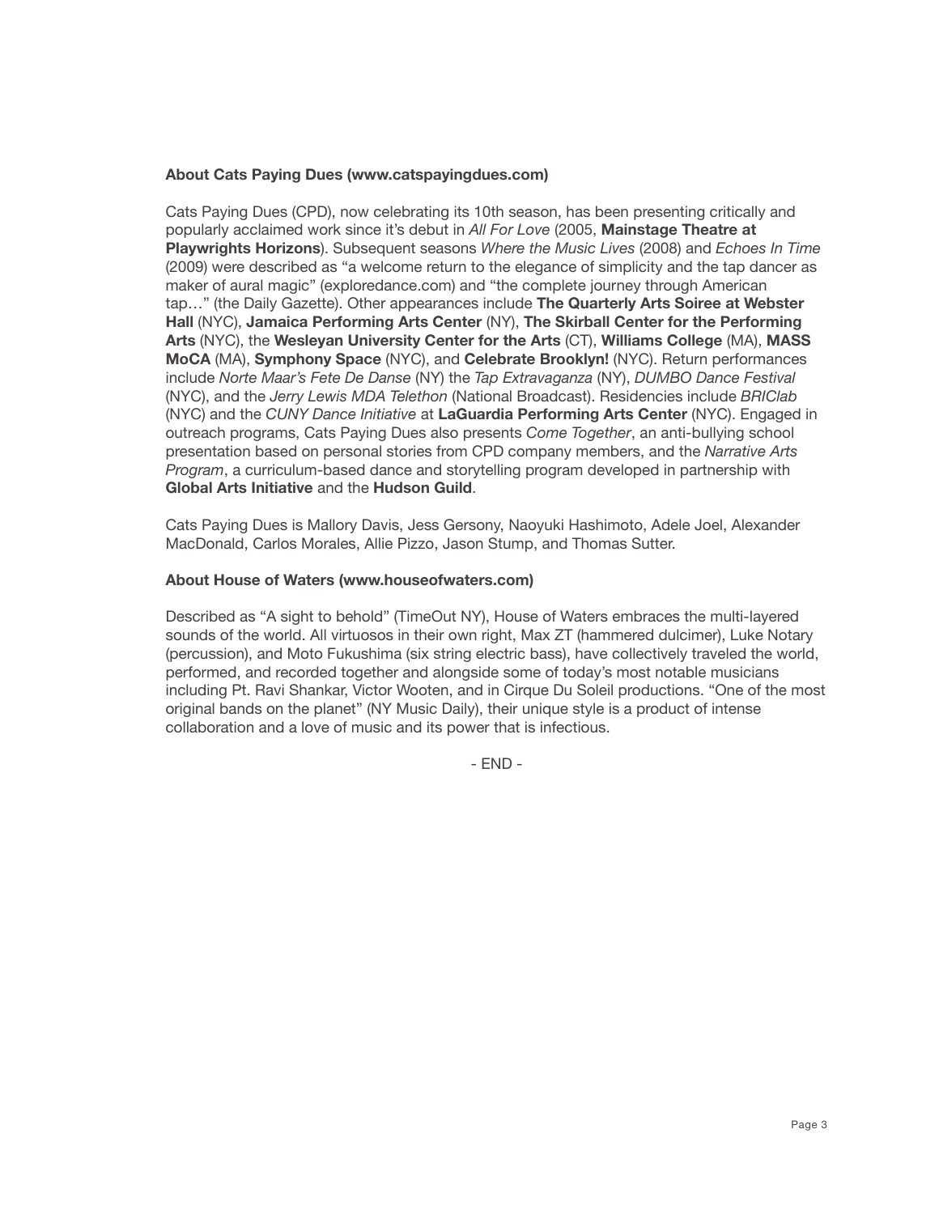**About Cats Paying Dues (www.catspayingdues.com)**

Cats Paying Dues (CPD), now celebrating its 10th season, has been presenting critically and popularly acclaimed work since it's debut in *All For Love* (2005, **Mainstage Theatre at Playwrights Horizons**). Subsequent seasons *Where the Music Lives* (2008) and *Echoes In Time* (2009) were described as "a welcome return to the elegance of simplicity and the tap dancer as maker of aural magic" (exploredance.com) and "the complete journey through American tap…" (the Daily Gazette). Other appearances include **The Quarterly Arts Soiree at Webster Hall** (NYC), **Jamaica Performing Arts Center** (NY), **The Skirball Center for the Performing Arts** (NYC), the **Wesleyan University Center for the Arts** (CT), **Williams College** (MA), **MASS MoCA** (MA), **Symphony Space** (NYC), and **Celebrate Brooklyn!** (NYC). Return performances include *Norte Maar's Fete De Danse* (NY) the *Tap Extravaganza* (NY), *DUMBO Dance Festival* (NYC), and the *Jerry Lewis MDA Telethon* (National Broadcast). Residencies include *BRIClab* (NYC) and the *CUNY Dance Initiative* at **LaGuardia Performing Arts Center** (NYC). Engaged in outreach programs, Cats Paying Dues also presents *Come Together*, an anti-bullying school presentation based on personal stories from CPD company members, and the *Narrative Arts Program*, a curriculum-based dance and storytelling program developed in partnership with **Global Arts Initiative** and the **Hudson Guild**.

Cats Paying Dues is Mallory Davis, Jess Gersony, Naoyuki Hashimoto, Adele Joel, Alexander MacDonald, Carlos Morales, Allie Pizzo, Jason Stump, and Thomas Sutter.

**About House of Waters (www.houseofwaters.com)**

Described as "A sight to behold" (TimeOut NY), House of Waters embraces the multi-layered sounds of the world. All virtuosos in their own right, Max ZT (hammered dulcimer), Luke Notary (percussion), and Moto Fukushima (six string electric bass), have collectively traveled the world, performed, and recorded together and alongside some of today's most notable musicians including Pt. Ravi Shankar, Victor Wooten, and in Cirque Du Soleil productions. "One of the most original bands on the planet" (NY Music Daily), their unique style is a product of intense collaboration and a love of music and its power that is infectious.

- END -